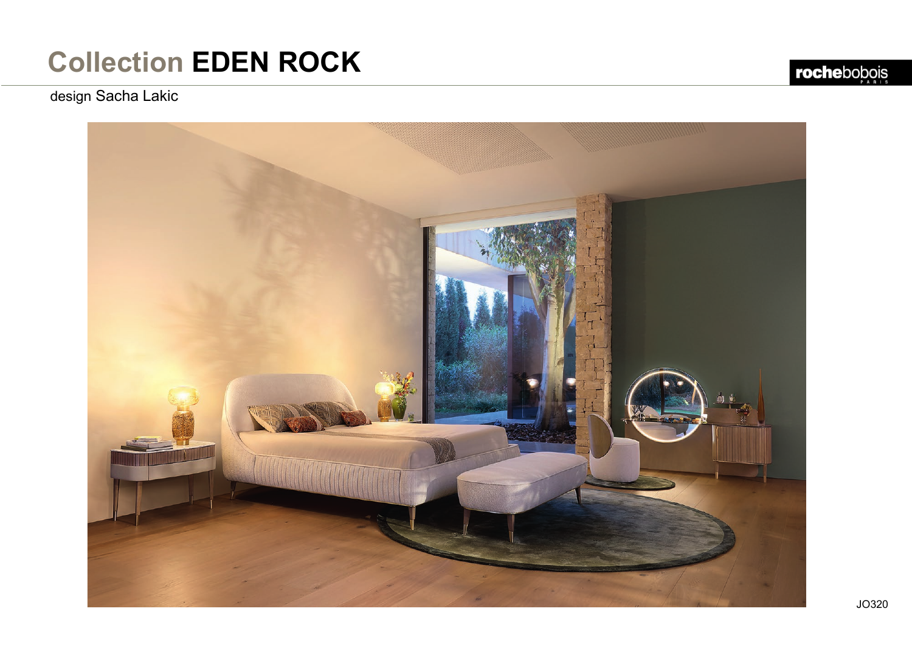# Collection **EDEN ROCK**

design Sacha Lakic

JO320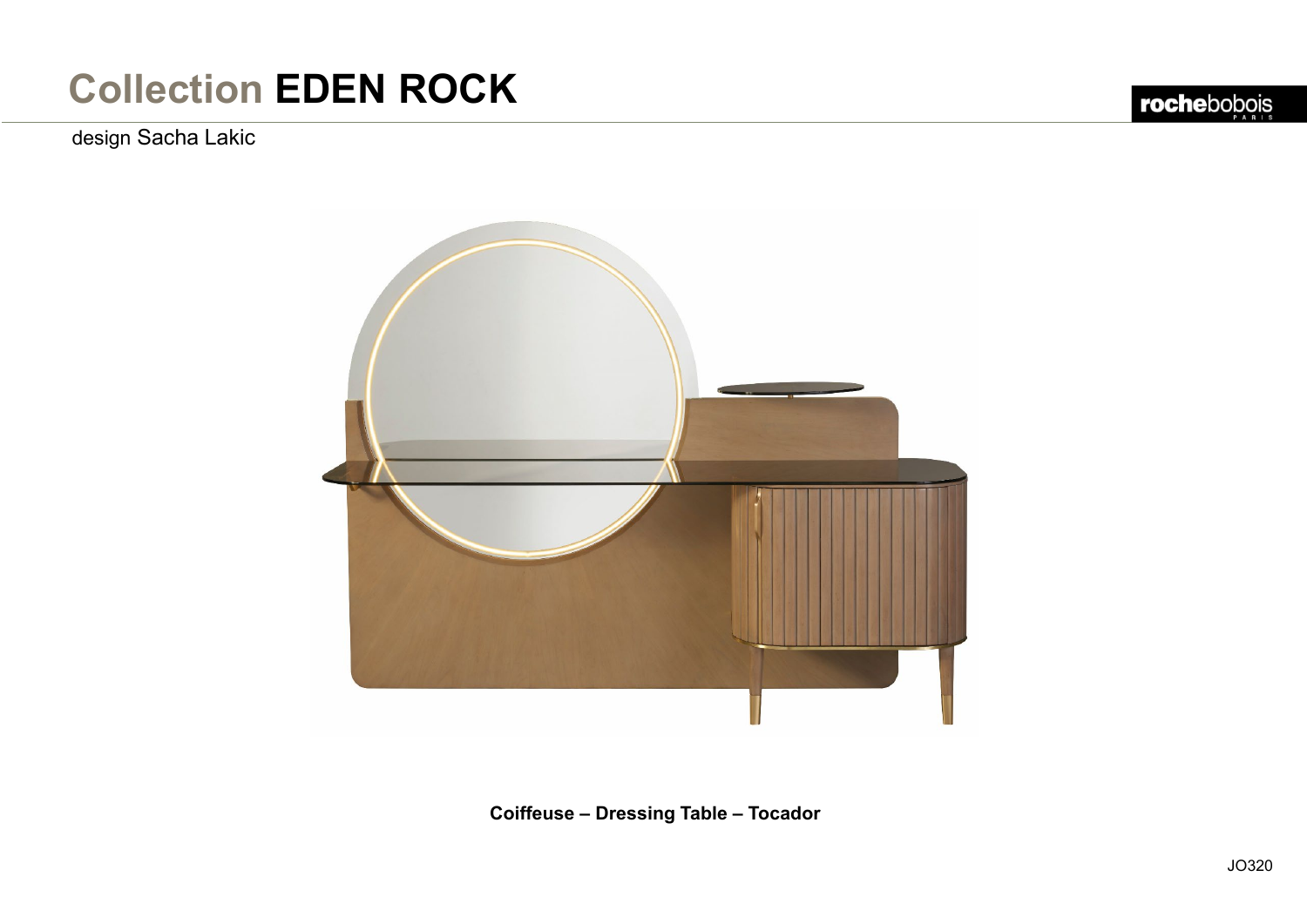# Collection **EDEN ROCK**

design Sacha Lakic

**Coiffeuse – Dressing Table – Tocador**

JO320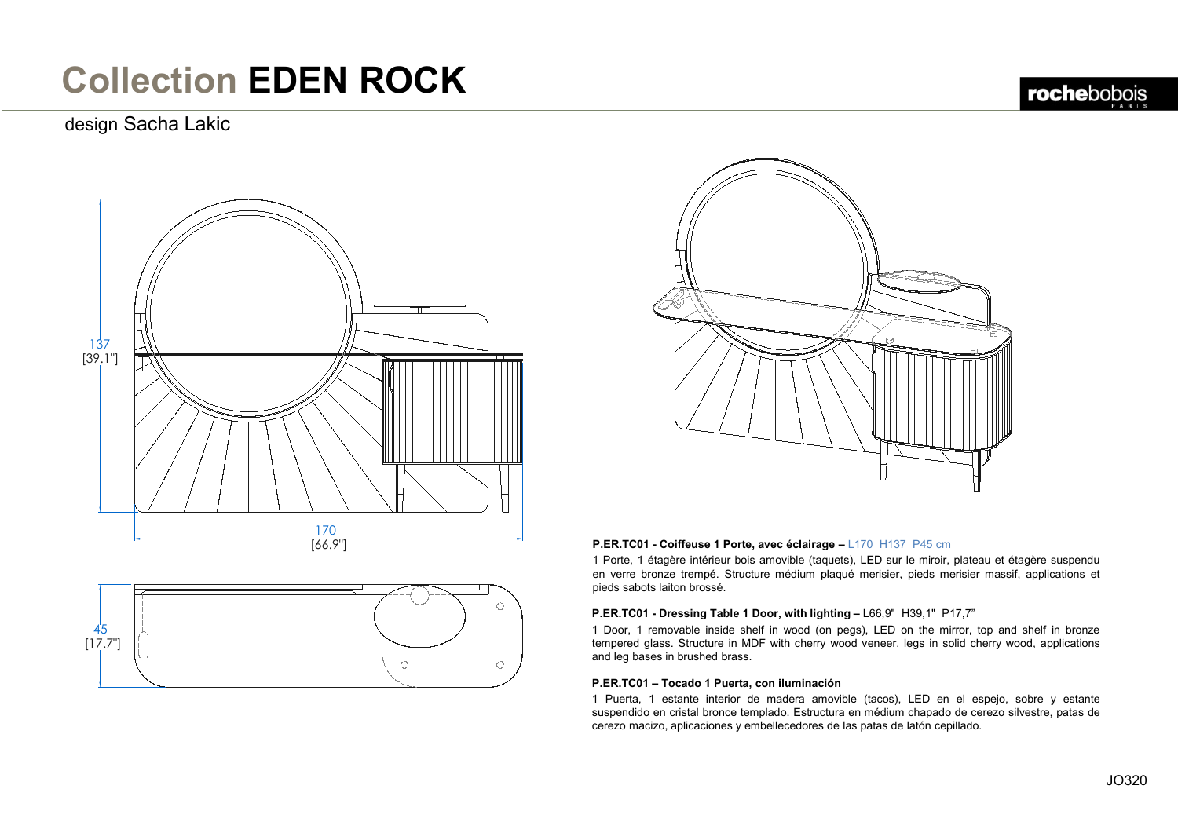# Collection **EDEN ROCK**

design Sacha Lakic

137
[39.1"]

170
[66.9"]

45
[17.7"]

**P.ER.TC01 - Coiffeuse 1 Porte, avec éclairage –** L170 H137 P45 cm

1 Porte, 1 étagère intérieur bois amovible (taquets), LED sur le miroir, plateau et étagère suspendu en verre bronze trempé. Structure médium plaqué merisier, pieds merisier massif, applications et pieds sabots laiton brossé.

**P.ER.TC01 - Dressing Table 1 Door, with lighting –** L66,9" H39,1" P17,7"

1 Door, 1 removable inside shelf in wood (on pegs), LED on the mirror, top and shelf in bronze tempered glass. Structure in MDF with cherry wood veneer, legs in solid cherry wood, applications and leg bases in brushed brass.

**P.ER.TC01 – Tocado 1 Puerta, con iluminación**

1 Puerta, 1 estante interior de madera amovible (tacos), LED en el espejo, sobre y estante suspendido en cristal bronce templado. Estructura en médium chapado de cerezo silvestre, patas de cerezo macizo, aplicaciones y embellecedores de las patas de latón cepillado.

JO320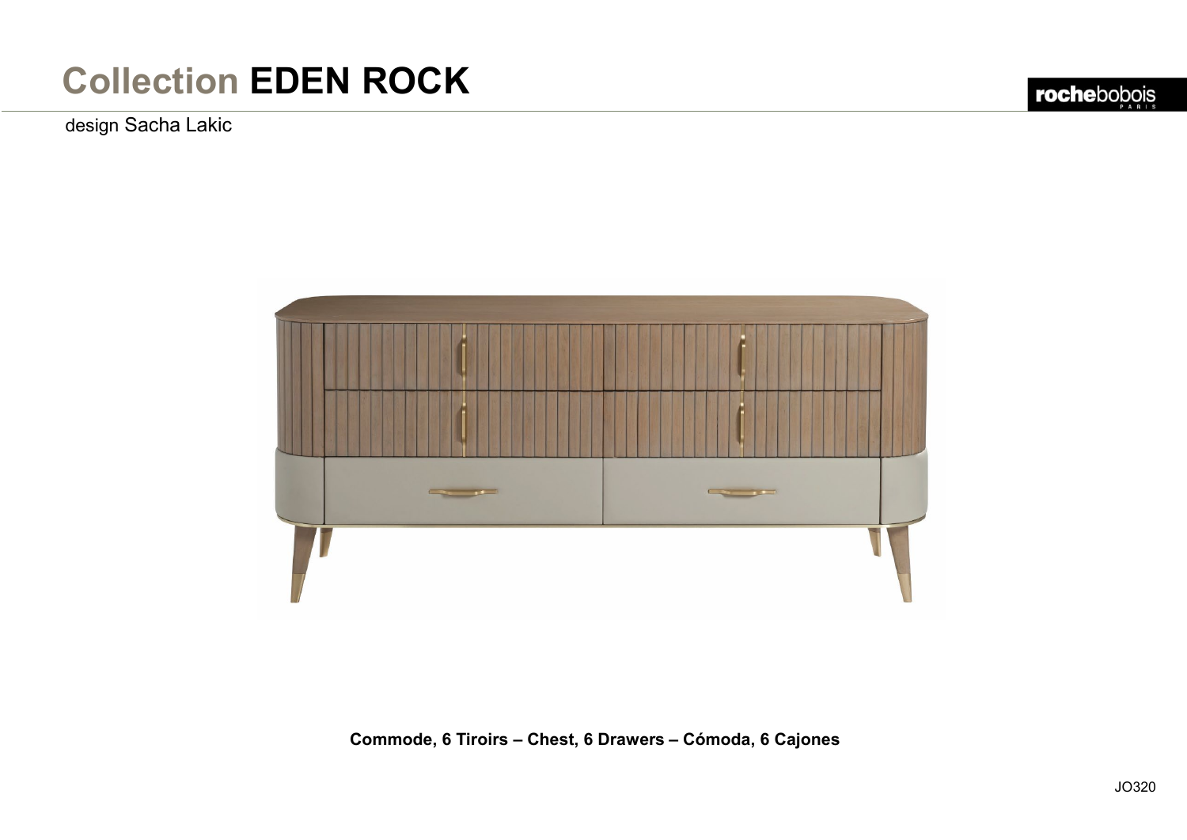# Collection **EDEN ROCK**

design Sacha Lakic

**Commode, 6 Tiroirs – Chest, 6 Drawers – Cómoda, 6 Cajones**

JO320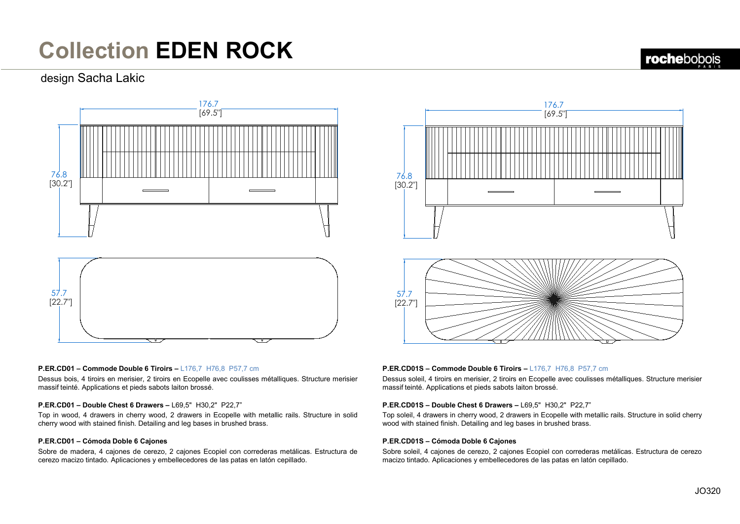# Collection **EDEN ROCK**

design Sacha Lakic

176.7
[69.5"]

76.8
[30.2"]

57.7
[22.7"]

176.7
[69.5"]

76.8
[30.2"]

57.7
[22.7"]

**P.ER.CD01 – Commode Double 6 Tiroirs –** L176,7 H76,8 P57,7 cm

Dessus bois, 4 tiroirs en merisier, 2 tiroirs en Ecopelle avec coulisses métalliques. Structure merisier massif teinté. Applications et pieds sabots laiton brossé.

**P.ER.CD01 – Double Chest 6 Drawers –** L69,5" H30,2" P22,7"

Top in wood, 4 drawers in cherry wood, 2 drawers in Ecopelle with metallic rails. Structure in solid cherry wood with stained finish. Detailing and leg bases in brushed brass.

**P.ER.CD01 – Cómoda Doble 6 Cajones**

Sobre de madera, 4 cajones de cerezo, 2 cajones Ecopiel con correderas metálicas. Estructura de cerezo macizo tintado. Aplicaciones y embellecedores de las patas en latón cepillado.

**P.ER.CD01S – Commode Double 6 Tiroirs –** L176,7 H76,8 P57,7 cm

Dessus soleil, 4 tiroirs en merisier, 2 tiroirs en Ecopelle avec coulisses métalliques. Structure merisier massif teinté. Applications et pieds sabots laiton brossé.

**P.ER.CD01S – Double Chest 6 Drawers –** L69,5" H30,2" P22,7"

Top soleil, 4 drawers in cherry wood, 2 drawers in Ecopelle with metallic rails. Structure in solid cherry wood with stained finish. Detailing and leg bases in brushed brass.

**P.ER.CD01S – Cómoda Doble 6 Cajones**

Sobre soleil, 4 cajones de cerezo, 2 cajones Ecopiel con correderas metálicas. Estructura de cerezo macizo tintado. Aplicaciones y embellecedores de las patas en latón cepillado.

JO320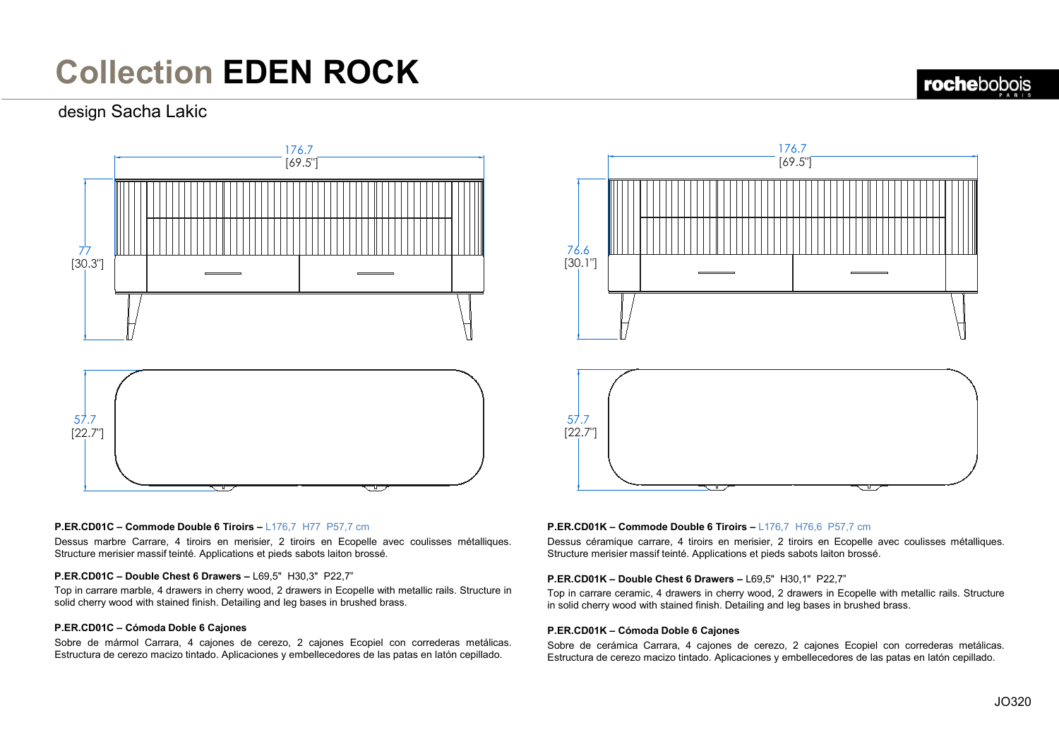# Collection **EDEN ROCK**

design Sacha Lakic

**P.ER.CD01C – Commode Double 6 Tiroirs –** L176,7 H77 P57,7 cm

Dessus marbre Carrare, 4 tiroirs en merisier, 2 tiroirs en Ecopelle avec coulisses métalliques. Structure merisier massif teinté. Applications et pieds sabots laiton brossé.

**P.ER.CD01C – Double Chest 6 Drawers –** L69,5" H30,3" P22,7"

Top in carrare marble, 4 drawers in cherry wood, 2 drawers in Ecopelle with metallic rails. Structure in solid cherry wood with stained finish. Detailing and leg bases in brushed brass.

**P.ER.CD01C – Cómoda Doble 6 Cajones**

Sobre de mármol Carrara, 4 cajones de cerezo, 2 cajones Ecopiel con correderas metálicas. Estructura de cerezo macizo tintado. Aplicaciones y embellecedores de las patas en latón cepillado.

**P.ER.CD01K – Commode Double 6 Tiroirs –** L176,7 H76,6 P57,7 cm

Dessus céramique carrare, 4 tiroirs en merisier, 2 tiroirs en Ecopelle avec coulisses métalliques. Structure merisier massif teinté. Applications et pieds sabots laiton brossé.

**P.ER.CD01K – Double Chest 6 Drawers –** L69,5" H30,1" P22,7"

Top in carrare ceramic, 4 drawers in cherry wood, 2 drawers in Ecopelle with metallic rails. Structure in solid cherry wood with stained finish. Detailing and leg bases in brushed brass.

**P.ER.CD01K – Cómoda Doble 6 Cajones**

Sobre de cerámica Carrara, 4 cajones de cerezo, 2 cajones Ecopiel con correderas metálicas. Estructura de cerezo macizo tintado. Aplicaciones y embellecedores de las patas en latón cepillado.

JO320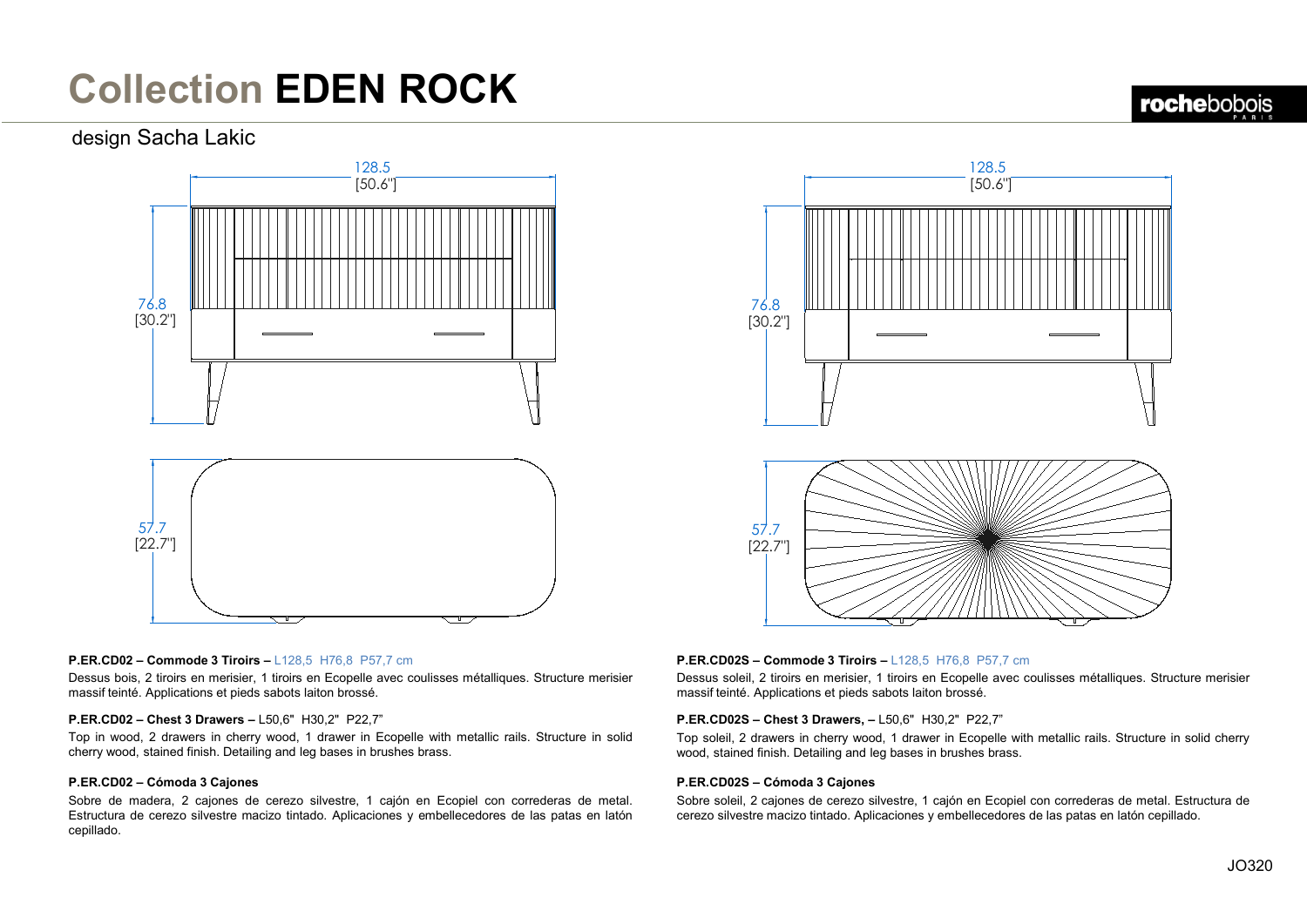# Collection **EDEN ROCK**

design Sacha Lakic

128.5
[50.6"]

76.8
[30.2"]

57.7
[22.7"]

128.5
[50.6"]

76.8
[30.2"]

57.7
[22.7"]

**P.ER.CD02 – Commode 3 Tiroirs –** L128,5  H76,8  P57,7 cm

Dessus bois, 2 tiroirs en merisier, 1 tiroirs en Ecopelle avec coulisses métalliques. Structure merisier massif teinté. Applications et pieds sabots laiton brossé.

**P.ER.CD02 – Chest 3 Drawers –** L50,6"  H30,2"  P22,7"

Top in wood, 2 drawers in cherry wood, 1 drawer in Ecopelle with metallic rails. Structure in solid cherry wood, stained finish. Detailing and leg bases in brushes brass.

**P.ER.CD02 – Cómoda 3 Cajones**

Sobre de madera, 2 cajones de cerezo silvestre, 1 cajón en Ecopiel con correderas de metal. Estructura de cerezo silvestre macizo tintado. Aplicaciones y embellecedores de las patas en latón cepillado.

**P.ER.CD02S – Commode 3 Tiroirs –** L128,5  H76,8  P57,7 cm

Dessus soleil, 2 tiroirs en merisier, 1 tiroir en Ecopelle avec coulisses métalliques. Structure merisier massif teinté. Applications et pieds sabots laiton brossé.

**P.ER.CD02S – Chest 3 Drawers, –** L50,6"  H30,2"  P22,7"

Top soleil, 2 drawers in cherry wood, 1 drawer in Ecopelle with metallic rails. Structure in solid cherry wood, stained finish. Detailing and leg bases in brushes brass.

**P.ER.CD02S – Cómoda 3 Cajones**

Sobre soleil, 2 cajones de cerezo silvestre, 1 cajón en Ecopiel con correderas de metal. Estructura de cerezo silvestre macizo tintado. Aplicaciones y embellecedores de las patas en latón cepillado.

JO320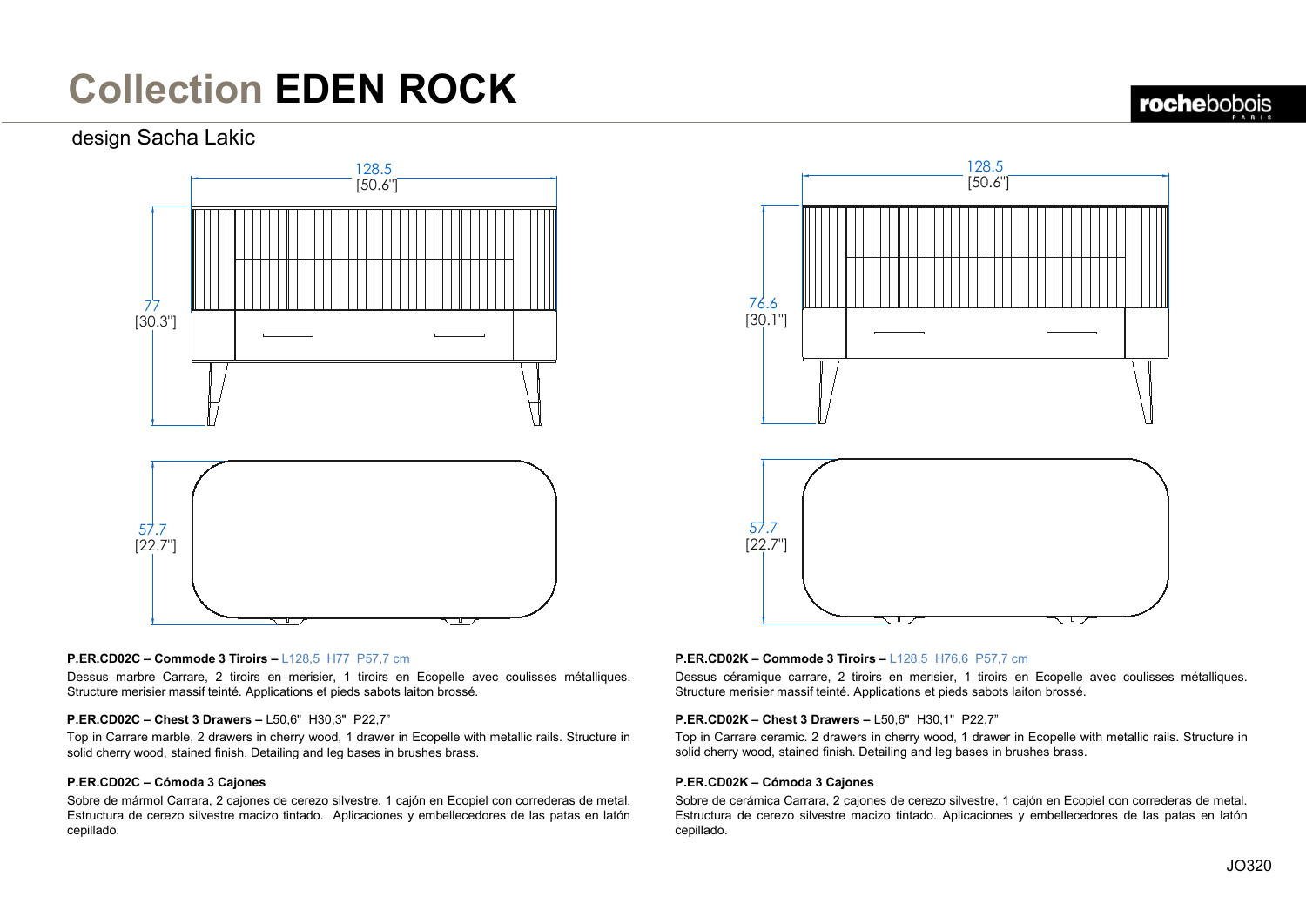# Collection **EDEN ROCK**

design Sacha Lakic

128.5
[50.6"]

77
[30.3"]

57.7
[22.7"]

128.5
[50.6"]

76.6
[30.1"]

57.7
[22.7"]

**P.ER.CD02C – Commode 3 Tiroirs –** L128,5 H77 P57,7 cm

Dessus marbre Carrare, 2 tiroirs en merisier, 1 tiroirs en Ecopelle avec coulisses métalliques. Structure merisier massif teinté. Applications et pieds sabots laiton brossé.

**P.ER.CD02C – Chest 3 Drawers –** L50,6" H30,3" P22,7"

Top in Carrare marble, 2 drawers in cherry wood, 1 drawer in Ecopelle with metallic rails. Structure in solid cherry wood, stained finish. Detailing and leg bases in brushes brass.

**P.ER.CD02C – Cómoda 3 Cajones**

Sobre de mármol Carrara, 2 cajones de cerezo silvestre, 1 cajón en Ecopiel con correderas de metal. Estructura de cerezo silvestre macizo tintado. Aplicaciones y embellecedores de las patas en latón cepillado.

**P.ER.CD02K – Commode 3 Tiroirs –** L128,5 H76,6 P57,7 cm

Dessus céramique carrare, 2 tiroirs en merisier, 1 tiroirs en Ecopelle avec coulisses métalliques. Structure merisier massif teinté. Applications et pieds sabots laiton brossé.

**P.ER.CD02K – Chest 3 Drawers –** L50,6" H30,1" P22,7"

Top in Carrare ceramic. 2 drawers in cherry wood, 1 drawer in Ecopelle with metallic rails. Structure in solid cherry wood, stained finish. Detailing and leg bases in brushes brass.

**P.ER.CD02K – Cómoda 3 Cajones**

Sobre de cerámica Carrara, 2 cajones de cerezo silvestre, 1 cajón en Ecopiel con correderas de metal. Estructura de cerezo silvestre macizo tintado. Aplicaciones y embellecedores de las patas en latón cepillado.

JO320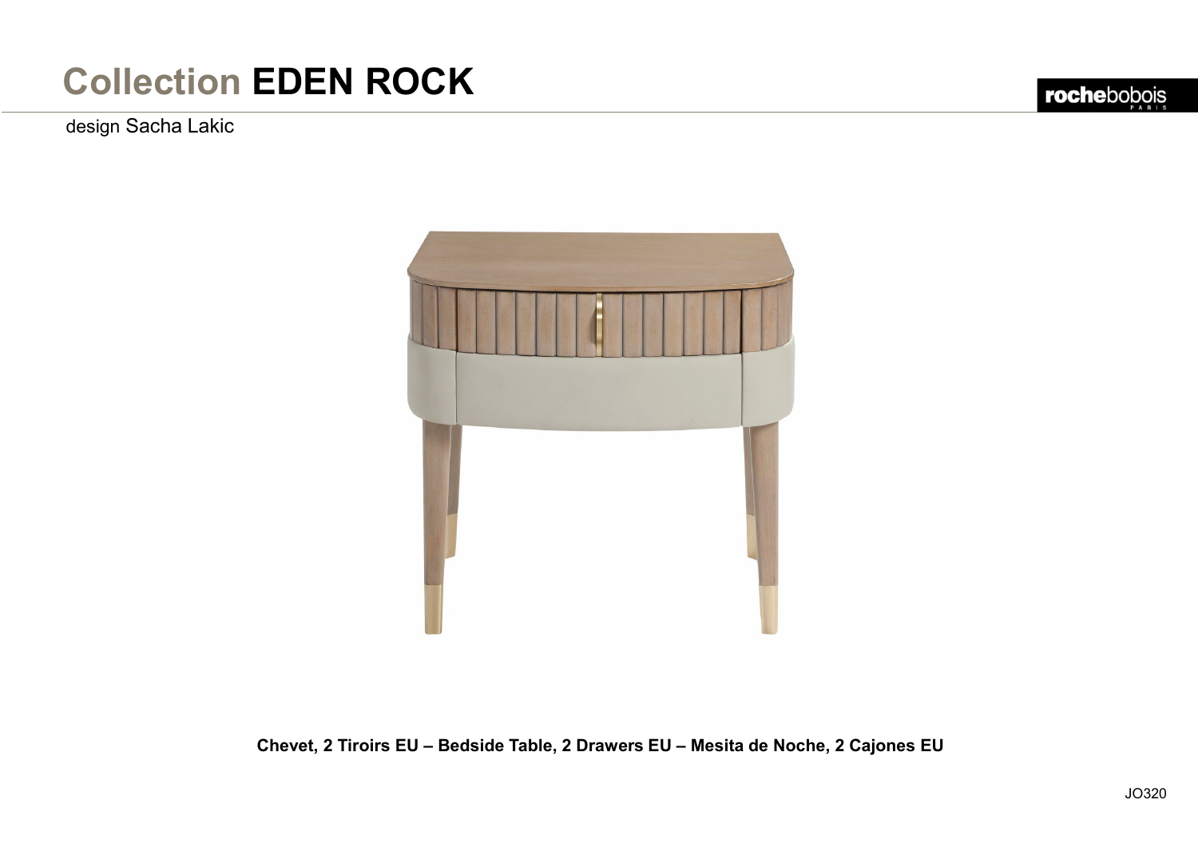# Collection **EDEN ROCK**

design Sacha Lakic

**Chevet, 2 Tiroirs EU – Bedside Table, 2 Drawers EU – Mesita de Noche, 2 Cajones EU**

JO320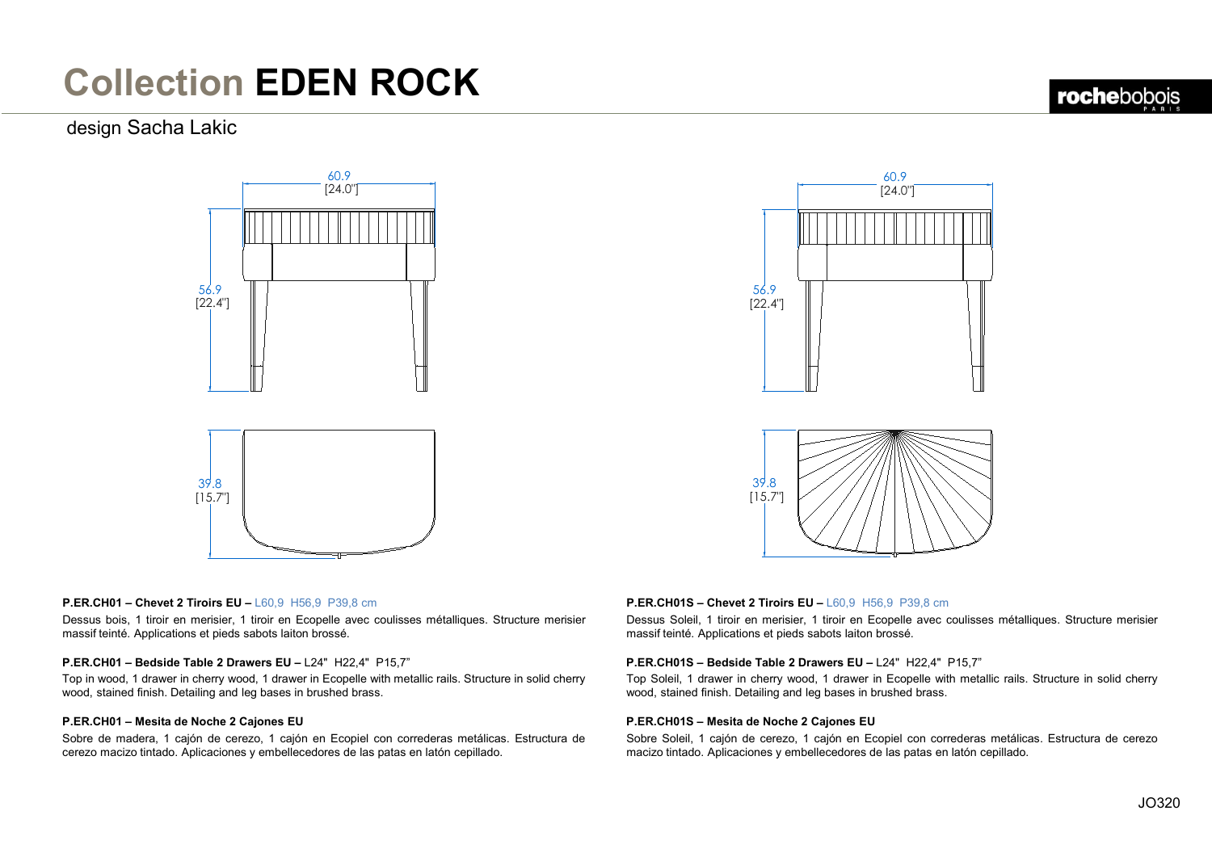# Collection **EDEN ROCK**

design Sacha Lakic

60.9
[24.0"]

56.9
[22.4"]

39.8
[15.7"]

60.9
[24.0"]

56.9
[22.4"]

39.8
[15.7"]

**P.ER.CH01 – Chevet 2 Tiroirs EU –** L60,9 H56,9 P39,8 cm

Dessus bois, 1 tiroir en merisier, 1 tiroir en Ecopelle avec coulisses métalliques. Structure merisier massif teinté. Applications et pieds sabots laiton brossé.

**P.ER.CH01 – Bedside Table 2 Drawers EU –** L24" H22,4" P15,7"

Top in wood, 1 drawer in cherry wood, 1 drawer in Ecopelle with metallic rails. Structure in solid cherry wood, stained finish. Detailing and leg bases in brushed brass.

**P.ER.CH01 – Mesita de Noche 2 Cajones EU**

Sobre de madera, 1 cajón de cerezo, 1 cajón en Ecopiel con correderas metálicas. Estructura de cerezo macizo tintado. Aplicaciones y embellecedores de las patas en latón cepillado.

**P.ER.CH01S – Chevet 2 Tiroirs EU –** L60,9 H56,9 P39,8 cm

Dessus Soleil, 1 tiroir en merisier, 1 tiroir en Ecopelle avec coulisses métalliques. Structure merisier massif teinté. Applications et pieds sabots laiton brossé.

**P.ER.CH01S – Bedside Table 2 Drawers EU –** L24" H22,4" P15,7"

Top Soleil, 1 drawer in cherry wood, 1 drawer in Ecopelle with metallic rails. Structure in solid cherry wood, stained finish. Detailing and leg bases in brushed brass.

**P.ER.CH01S – Mesita de Noche 2 Cajones EU**

Sobre Soleil, 1 cajón de cerezo, 1 cajón en Ecopiel con correderas metálicas. Estructura de cerezo macizo tintado. Aplicaciones y embellecedores de las patas en latón cepillado.

JO320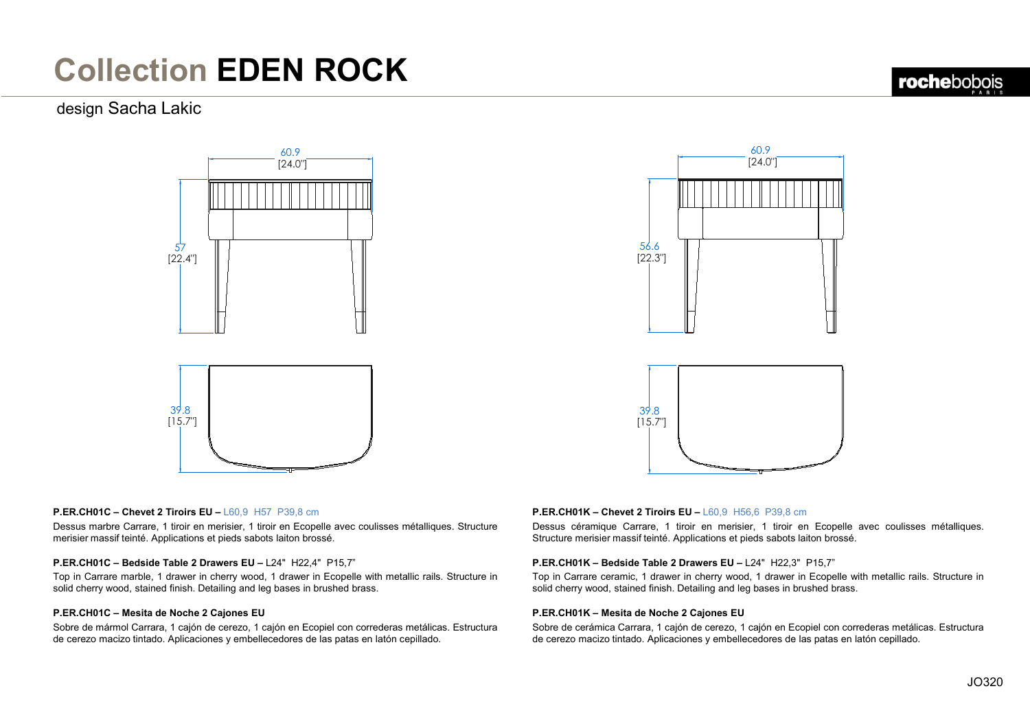# Collection **EDEN ROCK**

design Sacha Lakic

60.9
[24.0"]

57
[22.4"]

39.8
[15.7"]

60.9
[24.0"]

56.6
[22.3"]

39.8
[15.7"]

**P.ER.CH01C – Chevet 2 Tiroirs EU –** L60,9 H57 P39,8 cm

Dessus marbre Carrare, 1 tiroir en merisier, 1 tiroir en Ecopelle avec coulisses métalliques. Structure merisier massif teinté. Applications et pieds sabots laiton brossé.

**P.ER.CH01C – Bedside Table 2 Drawers EU –** L24" H22,4" P15,7"

Top in Carrare marble, 1 drawer in cherry wood, 1 drawer in Ecopelle with metallic rails. Structure in solid cherry wood, stained finish. Detailing and leg bases in brushed brass.

**P.ER.CH01C – Mesita de Noche 2 Cajones EU**

Sobre de mármol Carrara, 1 cajón de cerezo, 1 cajón en Ecopiel con correderas metálicas. Estructura de cerezo macizo tintado. Aplicaciones y embellecedores de las patas en latón cepillado.

**P.ER.CH01K – Chevet 2 Tiroirs EU –** L60,9 H56,6 P39,8 cm

Dessus céramique Carrare, 1 tiroir en merisier, 1 tiroir en Ecopelle avec coulisses métalliques. Structure merisier massif teinté. Applications et pieds sabots laiton brossé.

**P.ER.CH01K – Bedside Table 2 Drawers EU –** L24" H22,3" P15,7"

Top in Carrare ceramic, 1 drawer in cherry wood, 1 drawer in Ecopelle with metallic rails. Structure in solid cherry wood, stained finish. Detailing and leg bases in brushed brass.

**P.ER.CH01K – Mesita de Noche 2 Cajones EU**

Sobre de cerámica Carrara, 1 cajón de cerezo, 1 cajón en Ecopiel con correderas metálicas. Estructura de cerezo macizo tintado. Aplicaciones y embellecedores de las patas en latón cepillado.

JO320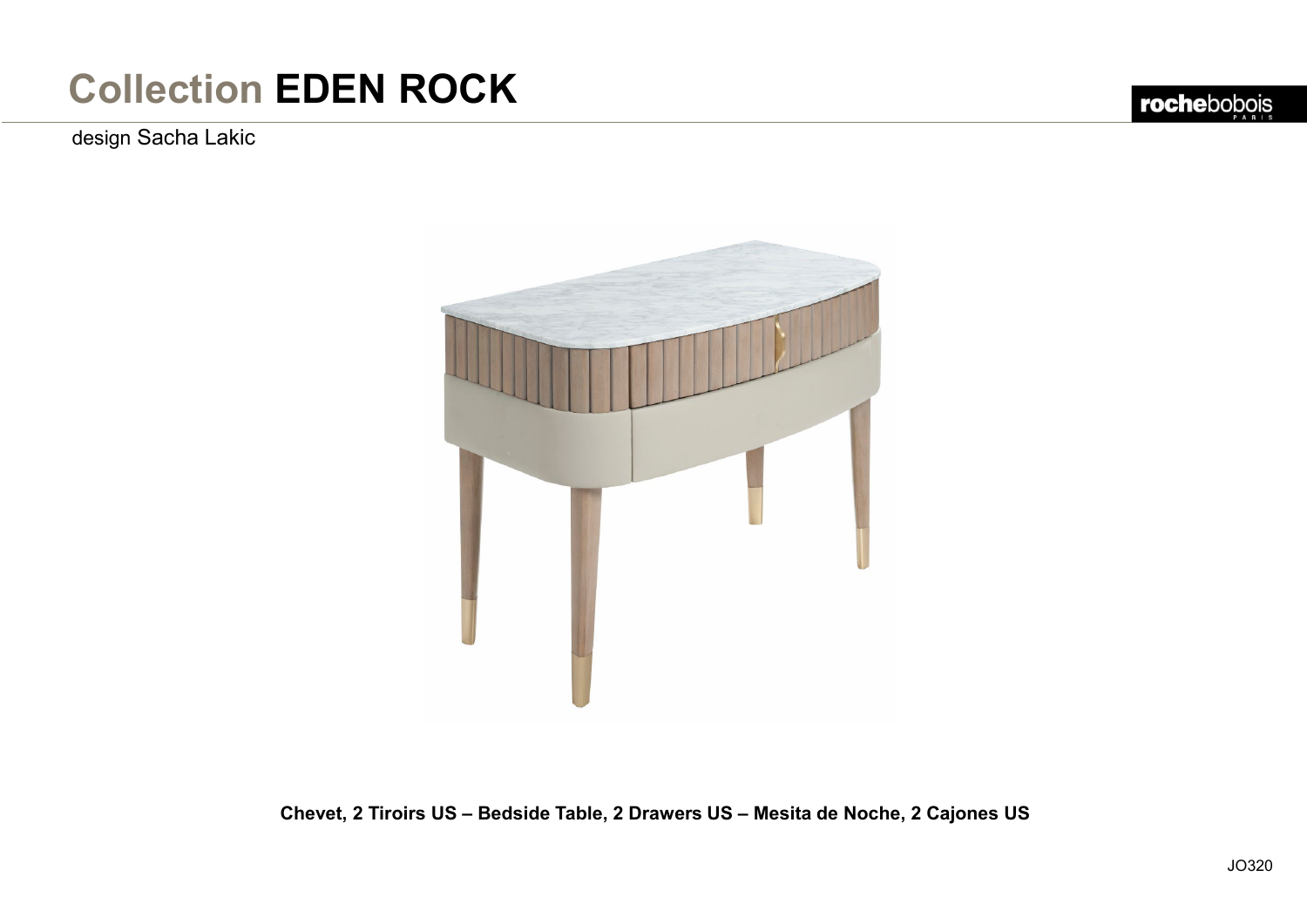# Collection **EDEN ROCK**

design Sacha Lakic

**Chevet, 2 Tiroirs US – Bedside Table, 2 Drawers US – Mesita de Noche, 2 Cajones US**

JO320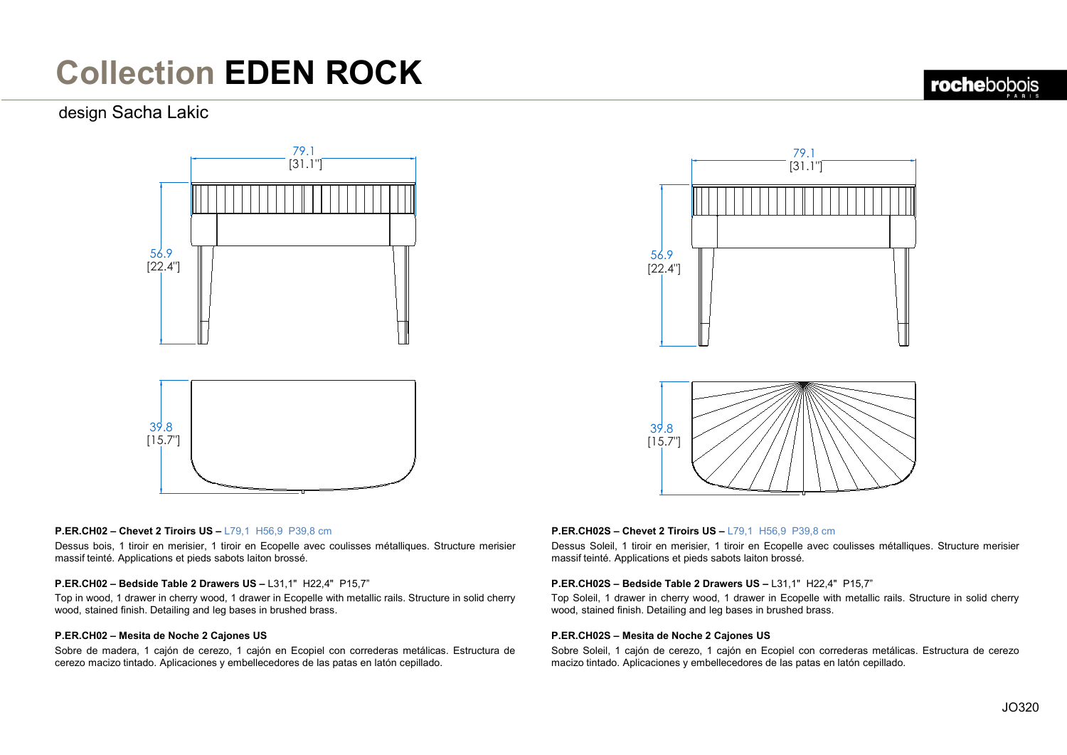# Collection **EDEN ROCK**

design Sacha Lakic

**P.ER.CH02 – Chevet 2 Tiroirs US –** L79,1 H56,9 P39,8 cm

Dessus bois, 1 tiroir en merisier, 1 tiroir en Ecopelle avec coulisses métalliques. Structure merisier massif teinté. Applications et pieds sabots laiton brossé.

**P.ER.CH02 – Bedside Table 2 Drawers US –** L31,1" H22,4" P15,7"

Top in wood, 1 drawer in cherry wood, 1 drawer in Ecopelle with metallic rails. Structure in solid cherry wood, stained finish. Detailing and leg bases in brushed brass.

**P.ER.CH02 – Mesita de Noche 2 Cajones US**

Sobre de madera, 1 cajón de cerezo, 1 cajón en Ecopiel con correderas metálicas. Estructura de cerezo macizo tintado. Aplicaciones y embellecedores de las patas en latón cepillado.

**P.ER.CH02S – Chevet 2 Tiroirs US –** L79,1 H56,9 P39,8 cm

Dessus Soleil, 1 tiroir en merisier, 1 tiroir en Ecopelle avec coulisses métalliques. Structure merisier massif teinté. Applications et pieds sabots laiton brossé.

**P.ER.CH02S – Bedside Table 2 Drawers US –** L31,1" H22,4" P15,7"

Top Soleil, 1 drawer in cherry wood, 1 drawer in Ecopelle with metallic rails. Structure in solid cherry wood, stained finish. Detailing and leg bases in brushed brass.

**P.ER.CH02S – Mesita de Noche 2 Cajones US**

Sobre Soleil, 1 cajón de cerezo, 1 cajón en Ecopiel con correderas metálicas. Estructura de cerezo macizo tintado. Aplicaciones y embellecedores de las patas en latón cepillado.

JO320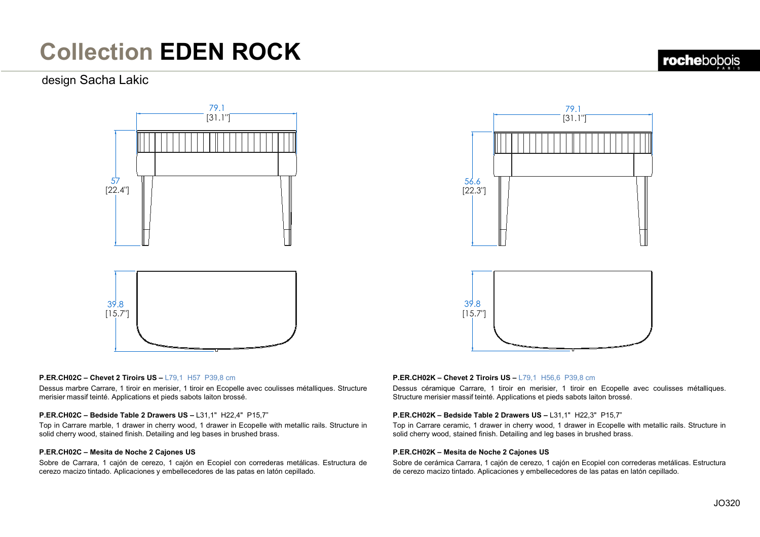# Collection **EDEN ROCK**

design Sacha Lakic

79.1
[31.1"]
57
[22.4"]
39.8
[15.7"]

79.1
[31.1"]
56.6
[22.3"]
39.8
[15.7"]

**P.ER.CH02C – Chevet 2 Tiroirs US –** L79,1 H57 P39,8 cm

Dessus marbre Carrare, 1 tiroir en merisier, 1 tiroir en Ecopelle avec coulisses métalliques. Structure merisier massif teinté. Applications et pieds sabots laiton brossé.

**P.ER.CH02C – Bedside Table 2 Drawers US –** L31,1" H22,4" P15,7"

Top in Carrare marble, 1 drawer in cherry wood, 1 drawer in Ecopelle with metallic rails. Structure in solid cherry wood, stained finish. Detailing and leg bases in brushed brass.

**P.ER.CH02C – Mesita de Noche 2 Cajones US**

Sobre de Carrara, 1 cajón de cerezo, 1 cajón en Ecopiel con correderas metálicas. Estructura de cerezo macizo tintado. Aplicaciones y embellecedores de las patas en latón cepillado.

**P.ER.CH02K – Chevet 2 Tiroirs US –** L79,1 H56,6 P39,8 cm

Dessus céramique Carrare, 1 tiroir en merisier, 1 tiroir en Ecopelle avec coulisses métalliques. Structure merisier massif teinté. Applications et pieds sabots laiton brossé.

**P.ER.CH02K – Bedside Table 2 Drawers US –** L31,1" H22,3" P15,7"

Top in Carrare ceramic, 1 drawer in cherry wood, 1 drawer in Ecopelle with metallic rails. Structure in solid cherry wood, stained finish. Detailing and leg bases in brushed brass.

**P.ER.CH02K – Mesita de Noche 2 Cajones US**

Sobre de cerámica Carrara, 1 cajón de cerezo, 1 cajón en Ecopiel con correderas metálicas. Estructura de cerezo macizo tintado. Aplicaciones y embellecedores de las patas en latón cepillado.

JO320